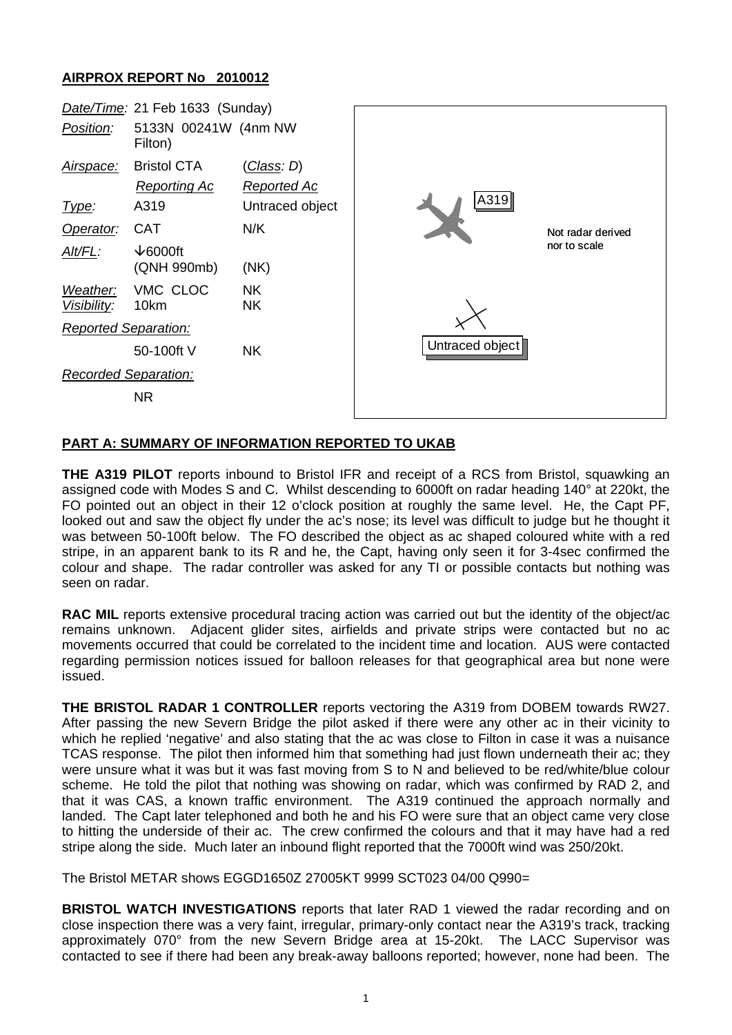## AIRPROX REPORT No 2010012

| | | |
|---|---|---|
| *Date/Time:* | 21 Feb 1633 (Sunday) | |
| *Position:* | 5133N 00241W (4nm NW Filton) | |
| *Airspace:* | Bristol CTA | (*Class: D*) |
| | *Reporting Ac* | *Reported Ac* |
| *Type:* | A319 | Untraced object |
| *Operator:* | CAT | N/K |
| *Alt/FL:* | ↓6000ft (QNH 990mb) | (NK) |
| *Weather:* | VMC CLOC | NK |
| *Visibility:* | 10km | NK |
| *Reported Separation:* | | |
| | 50-100ft V | NK |
| *Recorded Separation:* | | |
| | NR | |

A319

Not radar derived nor to scale

Untraced object

**PART A: SUMMARY OF INFORMATION REPORTED TO UKAB**

**THE A319 PILOT** reports inbound to Bristol IFR and receipt of a RCS from Bristol, squawking an assigned code with Modes S and C. Whilst descending to 6000ft on radar heading 140° at 220kt, the FO pointed out an object in their 12 o'clock position at roughly the same level. He, the Capt PF, looked out and saw the object fly under the ac's nose; its level was difficult to judge but he thought it was between 50-100ft below. The FO described the object as ac shaped coloured white with a red stripe, in an apparent bank to its R and he, the Capt, having only seen it for 3-4sec confirmed the colour and shape. The radar controller was asked for any TI or possible contacts but nothing was seen on radar.

**RAC MIL** reports extensive procedural tracing action was carried out but the identity of the object/ac remains unknown. Adjacent glider sites, airfields and private strips were contacted but no ac movements occurred that could be correlated to the incident time and location. AUS were contacted regarding permission notices issued for balloon releases for that geographical area but none were issued.

**THE BRISTOL RADAR 1 CONTROLLER** reports vectoring the A319 from DOBEM towards RW27. After passing the new Severn Bridge the pilot asked if there were any other ac in their vicinity to which he replied 'negative' and also stating that the ac was close to Filton in case it was a nuisance TCAS response. The pilot then informed him that something had just flown underneath their ac; they were unsure what it was but it was fast moving from S to N and believed to be red/white/blue colour scheme. He told the pilot that nothing was showing on radar, which was confirmed by RAD 2, and that it was CAS, a known traffic environment. The A319 continued the approach normally and landed. The Capt later telephoned and both he and his FO were sure that an object came very close to hitting the underside of their ac. The crew confirmed the colours and that it may have had a red stripe along the side. Much later an inbound flight reported that the 7000ft wind was 250/20kt.

The Bristol METAR shows EGGD1650Z 27005KT 9999 SCT023 04/00 Q990=

**BRISTOL WATCH INVESTIGATIONS** reports that later RAD 1 viewed the radar recording and on close inspection there was a very faint, irregular, primary-only contact near the A319's track, tracking approximately 070° from the new Severn Bridge area at 15-20kt. The LACC Supervisor was contacted to see if there had been any break-away balloons reported; however, none had been. The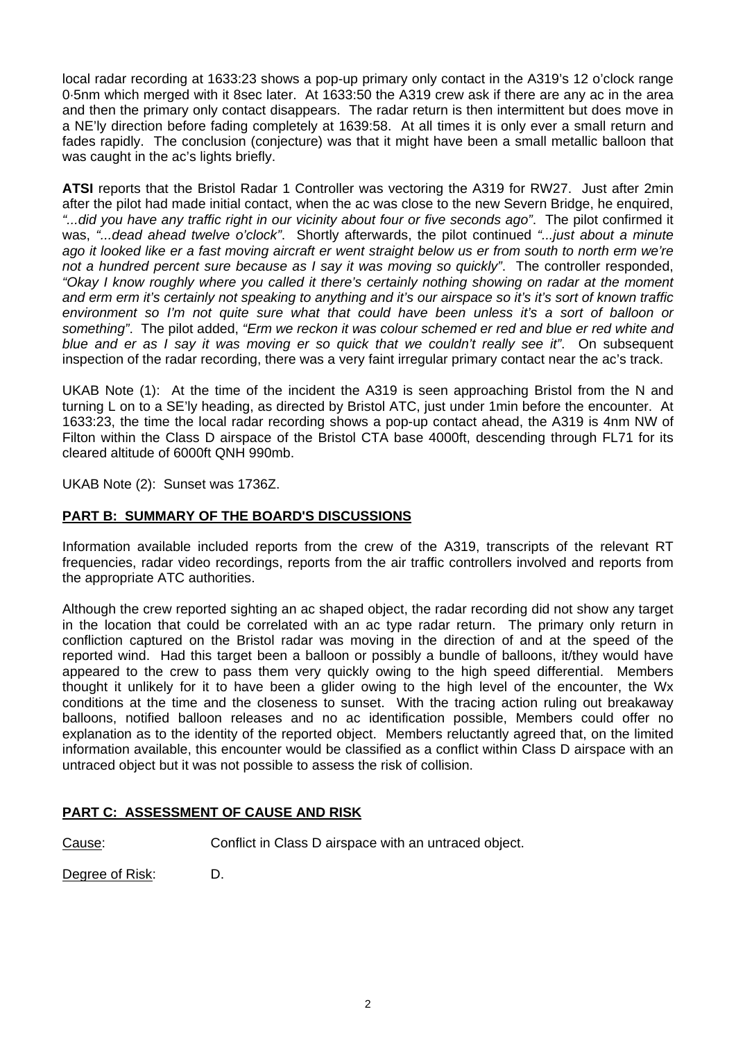local radar recording at 1633:23 shows a pop-up primary only contact in the A319's 12 o'clock range 0·5nm which merged with it 8sec later. At 1633:50 the A319 crew ask if there are any ac in the area and then the primary only contact disappears. The radar return is then intermittent but does move in a NE'ly direction before fading completely at 1639:58. At all times it is only ever a small return and fades rapidly. The conclusion (conjecture) was that it might have been a small metallic balloon that was caught in the ac's lights briefly.

**ATSI** reports that the Bristol Radar 1 Controller was vectoring the A319 for RW27. Just after 2min after the pilot had made initial contact, when the ac was close to the new Severn Bridge, he enquired, *"...did you have any traffic right in our vicinity about four or five seconds ago"*. The pilot confirmed it was, *"...dead ahead twelve o'clock"*. Shortly afterwards, the pilot continued *"...just about a minute ago it looked like er a fast moving aircraft er went straight below us er from south to north erm we're not a hundred percent sure because as I say it was moving so quickly"*. The controller responded, *"Okay I know roughly where you called it there's certainly nothing showing on radar at the moment and erm erm it's certainly not speaking to anything and it's our airspace so it's it's sort of known traffic environment so I'm not quite sure what that could have been unless it's a sort of balloon or something"*. The pilot added, *"Erm we reckon it was colour schemed er red and blue er red white and blue and er as I say it was moving er so quick that we couldn't really see it"*. On subsequent inspection of the radar recording, there was a very faint irregular primary contact near the ac's track.

UKAB Note (1): At the time of the incident the A319 is seen approaching Bristol from the N and turning L on to a SE'ly heading, as directed by Bristol ATC, just under 1min before the encounter. At 1633:23, the time the local radar recording shows a pop-up contact ahead, the A319 is 4nm NW of Filton within the Class D airspace of the Bristol CTA base 4000ft, descending through FL71 for its cleared altitude of 6000ft QNH 990mb.

UKAB Note (2): Sunset was 1736Z.

## PART B: SUMMARY OF THE BOARD'S DISCUSSIONS

Information available included reports from the crew of the A319, transcripts of the relevant RT frequencies, radar video recordings, reports from the air traffic controllers involved and reports from the appropriate ATC authorities.

Although the crew reported sighting an ac shaped object, the radar recording did not show any target in the location that could be correlated with an ac type radar return. The primary only return in confliction captured on the Bristol radar was moving in the direction of and at the speed of the reported wind. Had this target been a balloon or possibly a bundle of balloons, it/they would have appeared to the crew to pass them very quickly owing to the high speed differential. Members thought it unlikely for it to have been a glider owing to the high level of the encounter, the Wx conditions at the time and the closeness to sunset. With the tracing action ruling out breakaway balloons, notified balloon releases and no ac identification possible, Members could offer no explanation as to the identity of the reported object. Members reluctantly agreed that, on the limited information available, this encounter would be classified as a conflict within Class D airspace with an untraced object but it was not possible to assess the risk of collision.

## PART C: ASSESSMENT OF CAUSE AND RISK

Cause: Conflict in Class D airspace with an untraced object.

Degree of Risk: D.